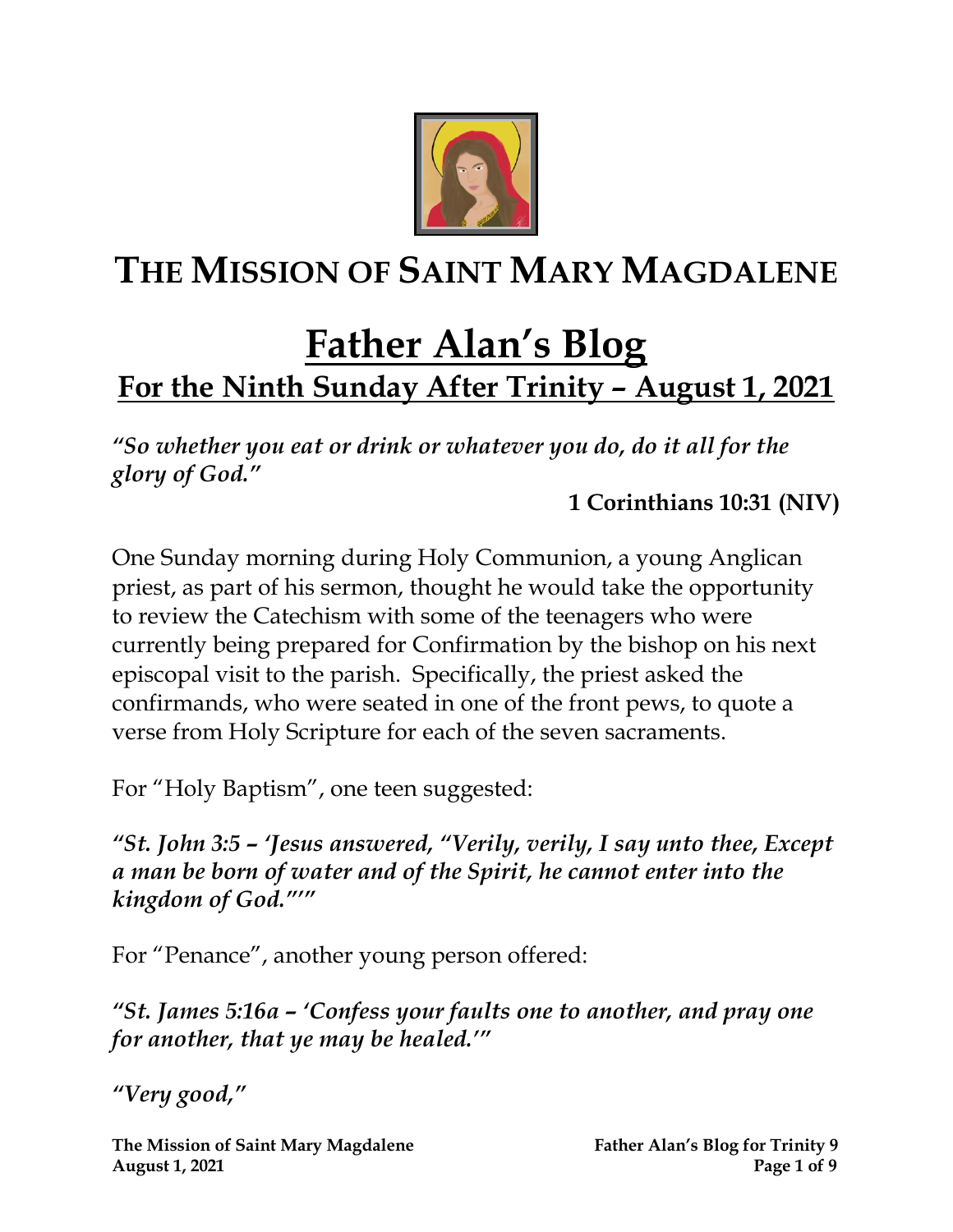# THE MISSION OF SAINT MARY MAGDALENE

# Father Alan's Blog

## For the Ninth Sunday After Trinity – August 1, 2021

***"So whether you eat or drink or whatever you do, do it all for the glory of God."***

**1 Corinthians 10:31 (NIV)**

One Sunday morning during Holy Communion, a young Anglican priest, as part of his sermon, thought he would take the opportunity to review the Catechism with some of the teenagers who were currently being prepared for Confirmation by the bishop on his next episcopal visit to the parish. Specifically, the priest asked the confirmands, who were seated in one of the front pews, to quote a verse from Holy Scripture for each of the seven sacraments.

For "Holy Baptism", one teen suggested:

***"St. John 3:5 – 'Jesus answered, "Verily, verily, I say unto thee, Except a man be born of water and of the Spirit, he cannot enter into the kingdom of God."'"***

For "Penance", another young person offered:

***"St. James 5:16a – 'Confess your faults one to another, and pray one for another, that ye may be healed.'"***

***"Very good,"***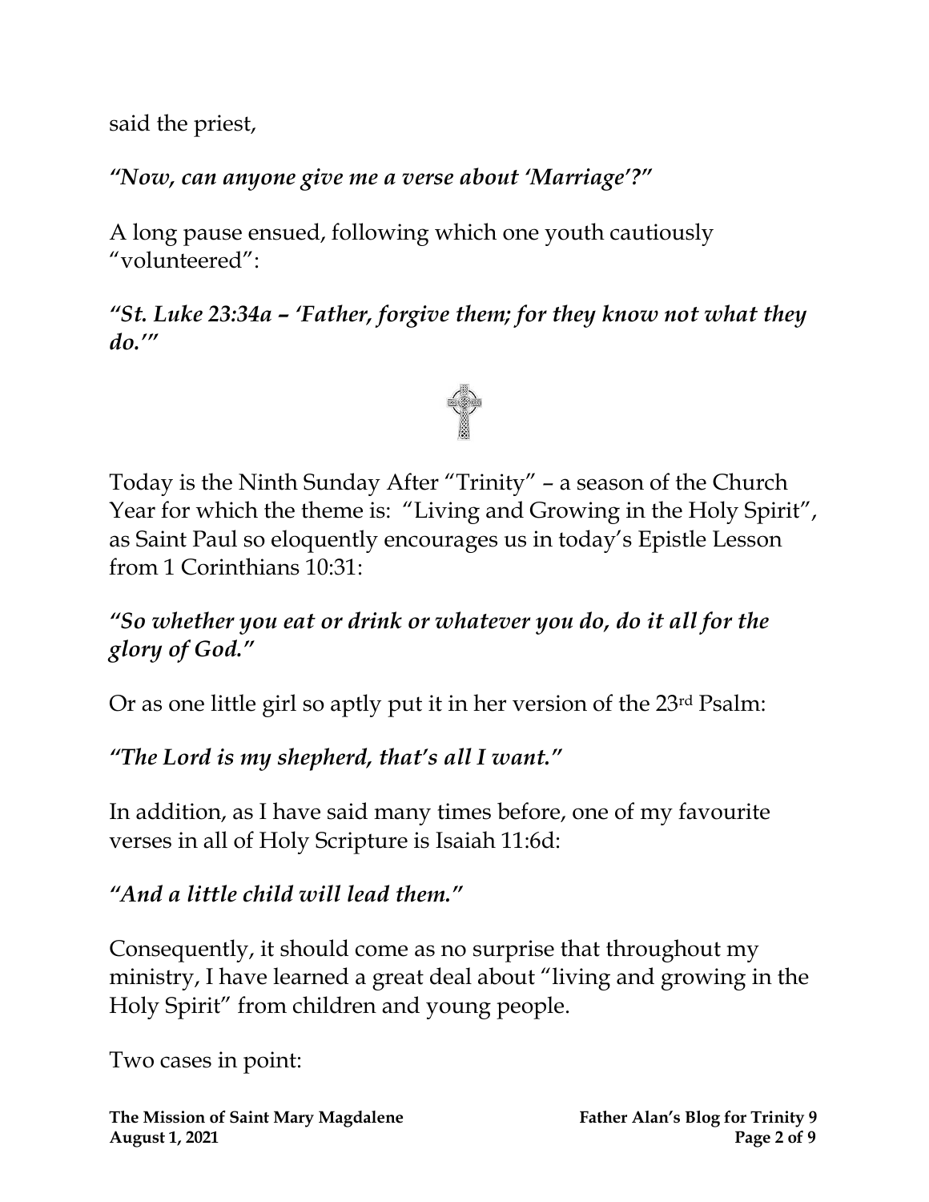said the priest,

***"Now, can anyone give me a verse about 'Marriage'?"***

A long pause ensued, following which one youth cautiously "volunteered":

***"St. Luke 23:34a – 'Father, forgive them; for they know not what they do.'"***

Today is the Ninth Sunday After "Trinity" – a season of the Church Year for which the theme is: "Living and Growing in the Holy Spirit", as Saint Paul so eloquently encourages us in today's Epistle Lesson from 1 Corinthians 10:31:

***"So whether you eat or drink or whatever you do, do it all for the glory of God."***

Or as one little girl so aptly put it in her version of the 23rd Psalm:

***"The Lord is my shepherd, that's all I want."***

In addition, as I have said many times before, one of my favourite verses in all of Holy Scripture is Isaiah 11:6d:

***"And a little child will lead them."***

Consequently, it should come as no surprise that throughout my ministry, I have learned a great deal about "living and growing in the Holy Spirit" from children and young people.

Two cases in point: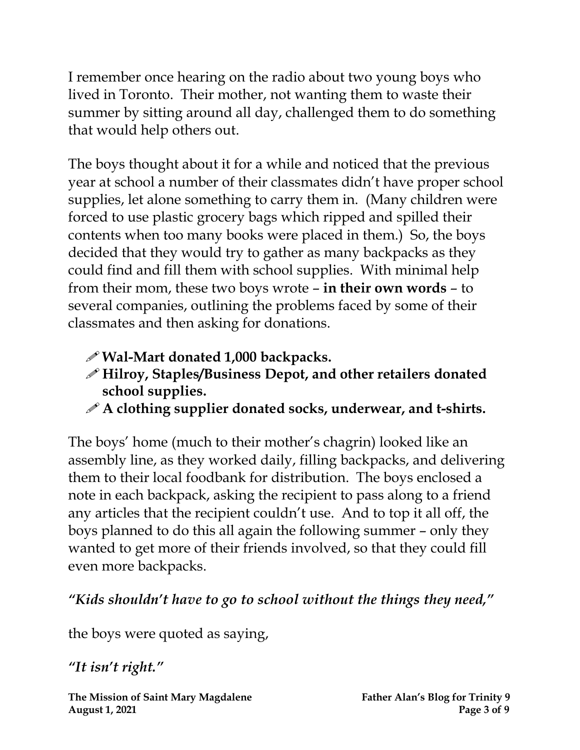I remember once hearing on the radio about two young boys who lived in Toronto. Their mother, not wanting them to waste their summer by sitting around all day, challenged them to do something that would help others out.

The boys thought about it for a while and noticed that the previous year at school a number of their classmates didn't have proper school supplies, let alone something to carry them in. (Many children were forced to use plastic grocery bags which ripped and spilled their contents when too many books were placed in them.) So, the boys decided that they would try to gather as many backpacks as they could find and fill them with school supplies. With minimal help from their mom, these two boys wrote – **in their own words** – to several companies, outlining the problems faced by some of their classmates and then asking for donations.

- ✐ **Wal-Mart donated 1,000 backpacks.**
- ✐ **Hilroy, Staples/Business Depot, and other retailers donated school supplies.**
- ✐ **A clothing supplier donated socks, underwear, and t-shirts.**

The boys' home (much to their mother's chagrin) looked like an assembly line, as they worked daily, filling backpacks, and delivering them to their local foodbank for distribution. The boys enclosed a note in each backpack, asking the recipient to pass along to a friend any articles that the recipient couldn't use. And to top it all off, the boys planned to do this all again the following summer – only they wanted to get more of their friends involved, so that they could fill even more backpacks.

***"Kids shouldn't have to go to school without the things they need,"***

the boys were quoted as saying,

***"It isn't right."***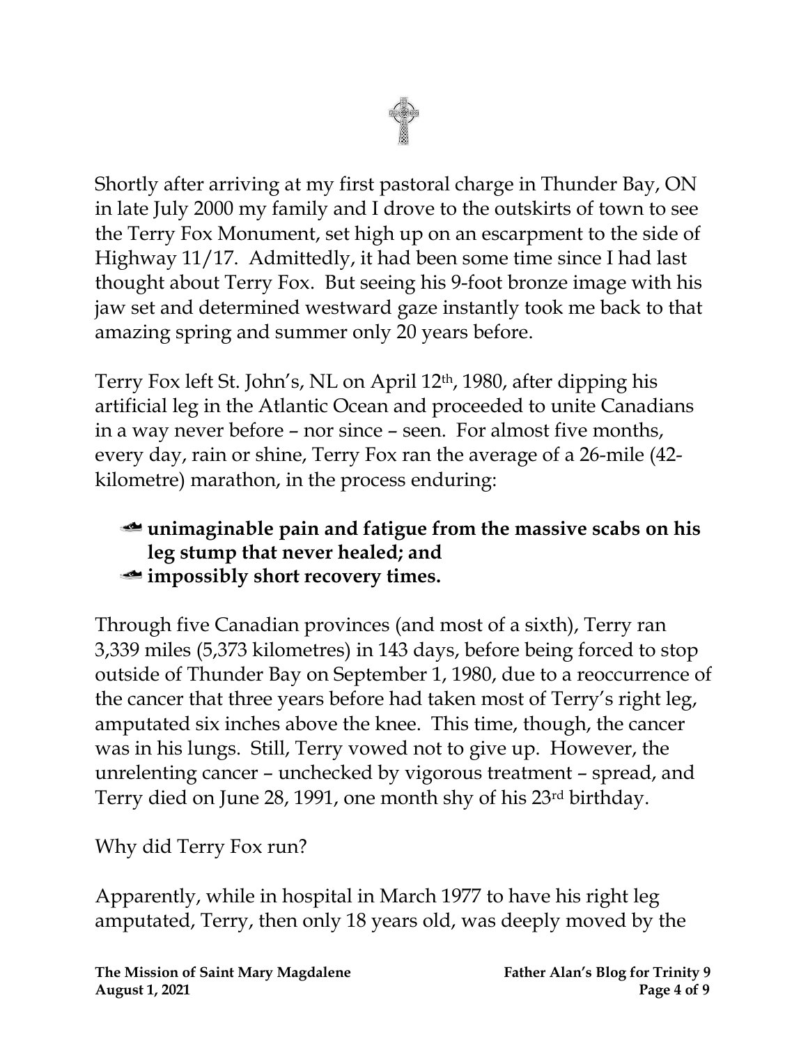Shortly after arriving at my first pastoral charge in Thunder Bay, ON in late July 2000 my family and I drove to the outskirts of town to see the Terry Fox Monument, set high up on an escarpment to the side of Highway 11/17. Admittedly, it had been some time since I had last thought about Terry Fox. But seeing his 9-foot bronze image with his jaw set and determined westward gaze instantly took me back to that amazing spring and summer only 20 years before.

Terry Fox left St. John's, NL on April 12th, 1980, after dipping his artificial leg in the Atlantic Ocean and proceeded to unite Canadians in a way never before – nor since – seen. For almost five months, every day, rain or shine, Terry Fox ran the average of a 26-mile (42-kilometre) marathon, in the process enduring:

- **unimaginable pain and fatigue from the massive scabs on his leg stump that never healed; and**
- **impossibly short recovery times.**

Through five Canadian provinces (and most of a sixth), Terry ran 3,339 miles (5,373 kilometres) in 143 days, before being forced to stop outside of Thunder Bay on September 1, 1980, due to a reoccurrence of the cancer that three years before had taken most of Terry's right leg, amputated six inches above the knee. This time, though, the cancer was in his lungs. Still, Terry vowed not to give up. However, the unrelenting cancer – unchecked by vigorous treatment – spread, and Terry died on June 28, 1991, one month shy of his 23rd birthday.

Why did Terry Fox run?

Apparently, while in hospital in March 1977 to have his right leg amputated, Terry, then only 18 years old, was deeply moved by the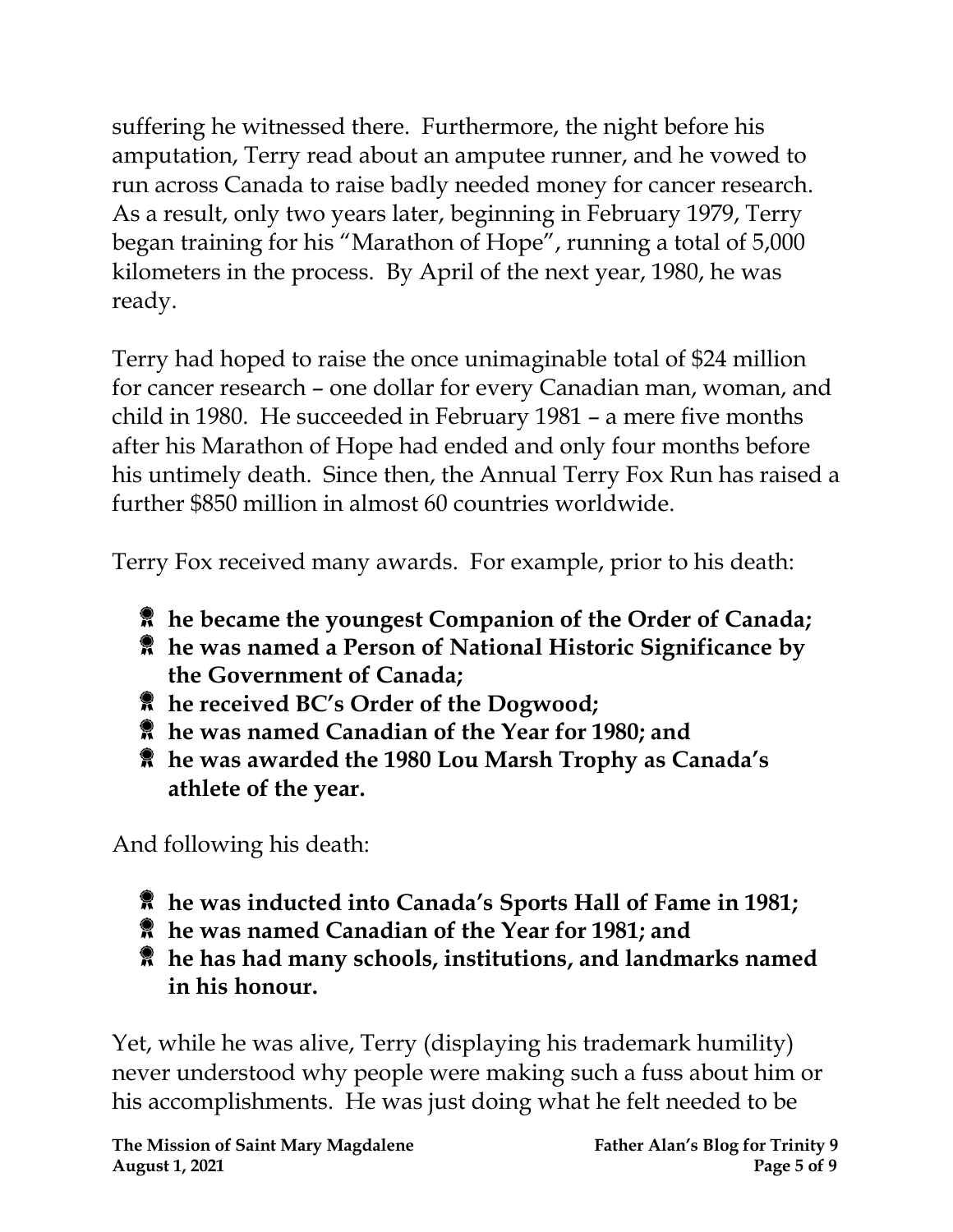suffering he witnessed there. Furthermore, the night before his amputation, Terry read about an amputee runner, and he vowed to run across Canada to raise badly needed money for cancer research. As a result, only two years later, beginning in February 1979, Terry began training for his "Marathon of Hope", running a total of 5,000 kilometers in the process. By April of the next year, 1980, he was ready.

Terry had hoped to raise the once unimaginable total of $24 million for cancer research – one dollar for every Canadian man, woman, and child in 1980. He succeeded in February 1981 – a mere five months after his Marathon of Hope had ended and only four months before his untimely death. Since then, the Annual Terry Fox Run has raised a further $850 million in almost 60 countries worldwide.

Terry Fox received many awards. For example, prior to his death:

- **he became the youngest Companion of the Order of Canada;**
- **he was named a Person of National Historic Significance by the Government of Canada;**
- **he received BC's Order of the Dogwood;**
- **he was named Canadian of the Year for 1980; and**
- **he was awarded the 1980 Lou Marsh Trophy as Canada's athlete of the year.**

And following his death:

- **he was inducted into Canada's Sports Hall of Fame in 1981;**
- **he was named Canadian of the Year for 1981; and**
- **he has had many schools, institutions, and landmarks named in his honour.**

Yet, while he was alive, Terry (displaying his trademark humility) never understood why people were making such a fuss about him or his accomplishments. He was just doing what he felt needed to be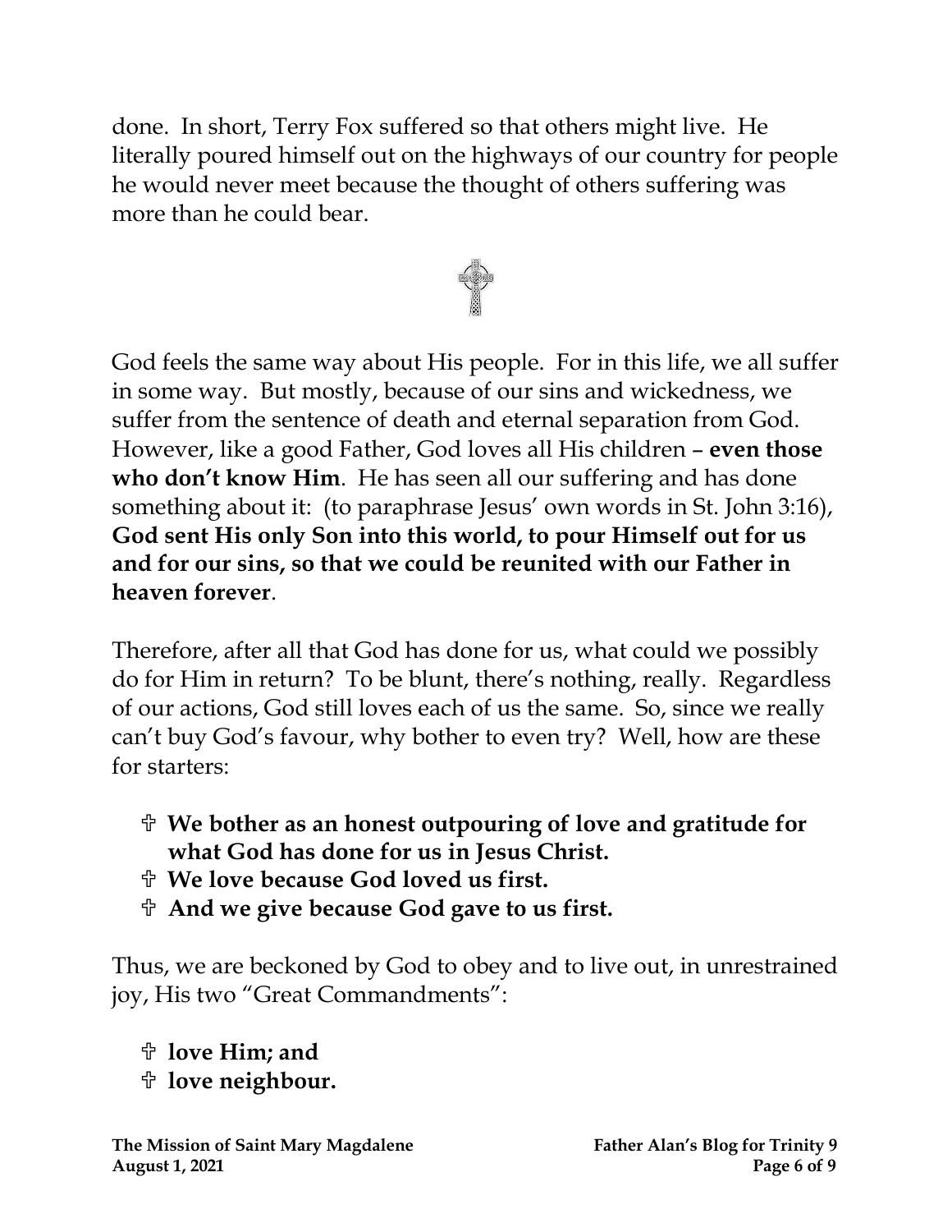done. In short, Terry Fox suffered so that others might live. He literally poured himself out on the highways of our country for people he would never meet because the thought of others suffering was more than he could bear.

God feels the same way about His people. For in this life, we all suffer in some way. But mostly, because of our sins and wickedness, we suffer from the sentence of death and eternal separation from God. However, like a good Father, God loves all His children – **even those who don't know Him**. He has seen all our suffering and has done something about it: (to paraphrase Jesus' own words in St. John 3:16), **God sent His only Son into this world, to pour Himself out for us and for our sins, so that we could be reunited with our Father in heaven forever**.

Therefore, after all that God has done for us, what could we possibly do for Him in return? To be blunt, there's nothing, really. Regardless of our actions, God still loves each of us the same. So, since we really can't buy God's favour, why bother to even try? Well, how are these for starters:

- ✞ **We bother as an honest outpouring of love and gratitude for what God has done for us in Jesus Christ.**
- ✞ **We love because God loved us first.**
- ✞ **And we give because God gave to us first.**

Thus, we are beckoned by God to obey and to live out, in unrestrained joy, His two "Great Commandments":

- ✞ **love Him; and**
- ✞ **love neighbour.**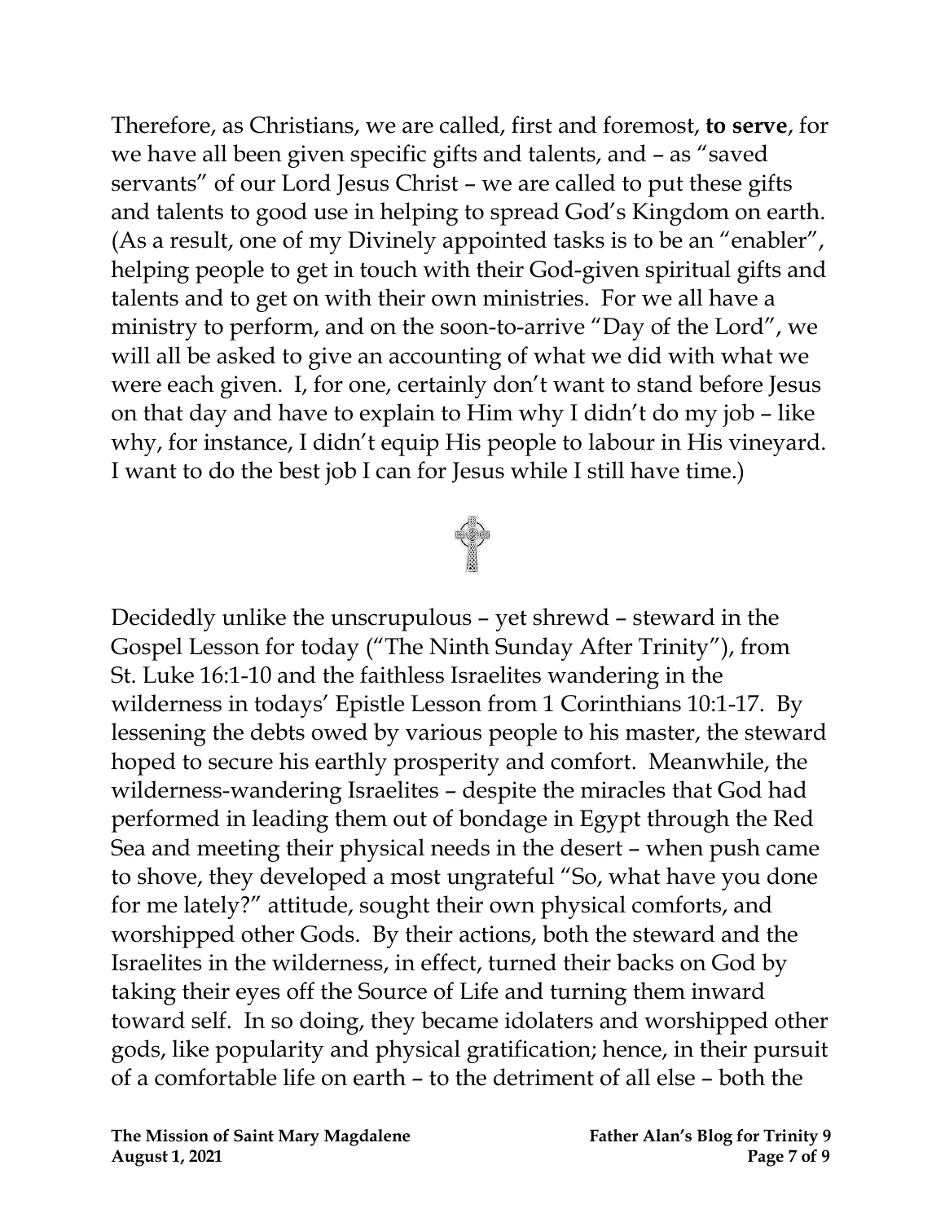Therefore, as Christians, we are called, first and foremost, **to serve**, for we have all been given specific gifts and talents, and – as "saved servants" of our Lord Jesus Christ – we are called to put these gifts and talents to good use in helping to spread God's Kingdom on earth. (As a result, one of my Divinely appointed tasks is to be an "enabler", helping people to get in touch with their God-given spiritual gifts and talents and to get on with their own ministries. For we all have a ministry to perform, and on the soon-to-arrive "Day of the Lord", we will all be asked to give an accounting of what we did with what we were each given. I, for one, certainly don't want to stand before Jesus on that day and have to explain to Him why I didn't do my job – like why, for instance, I didn't equip His people to labour in His vineyard. I want to do the best job I can for Jesus while I still have time.)

Decidedly unlike the unscrupulous – yet shrewd – steward in the Gospel Lesson for today ("The Ninth Sunday After Trinity"), from St. Luke 16:1-10 and the faithless Israelites wandering in the wilderness in todays' Epistle Lesson from 1 Corinthians 10:1-17. By lessening the debts owed by various people to his master, the steward hoped to secure his earthly prosperity and comfort. Meanwhile, the wilderness-wandering Israelites – despite the miracles that God had performed in leading them out of bondage in Egypt through the Red Sea and meeting their physical needs in the desert – when push came to shove, they developed a most ungrateful "So, what have you done for me lately?" attitude, sought their own physical comforts, and worshipped other Gods. By their actions, both the steward and the Israelites in the wilderness, in effect, turned their backs on God by taking their eyes off the Source of Life and turning them inward toward self. In so doing, they became idolaters and worshipped other gods, like popularity and physical gratification; hence, in their pursuit of a comfortable life on earth – to the detriment of all else – both the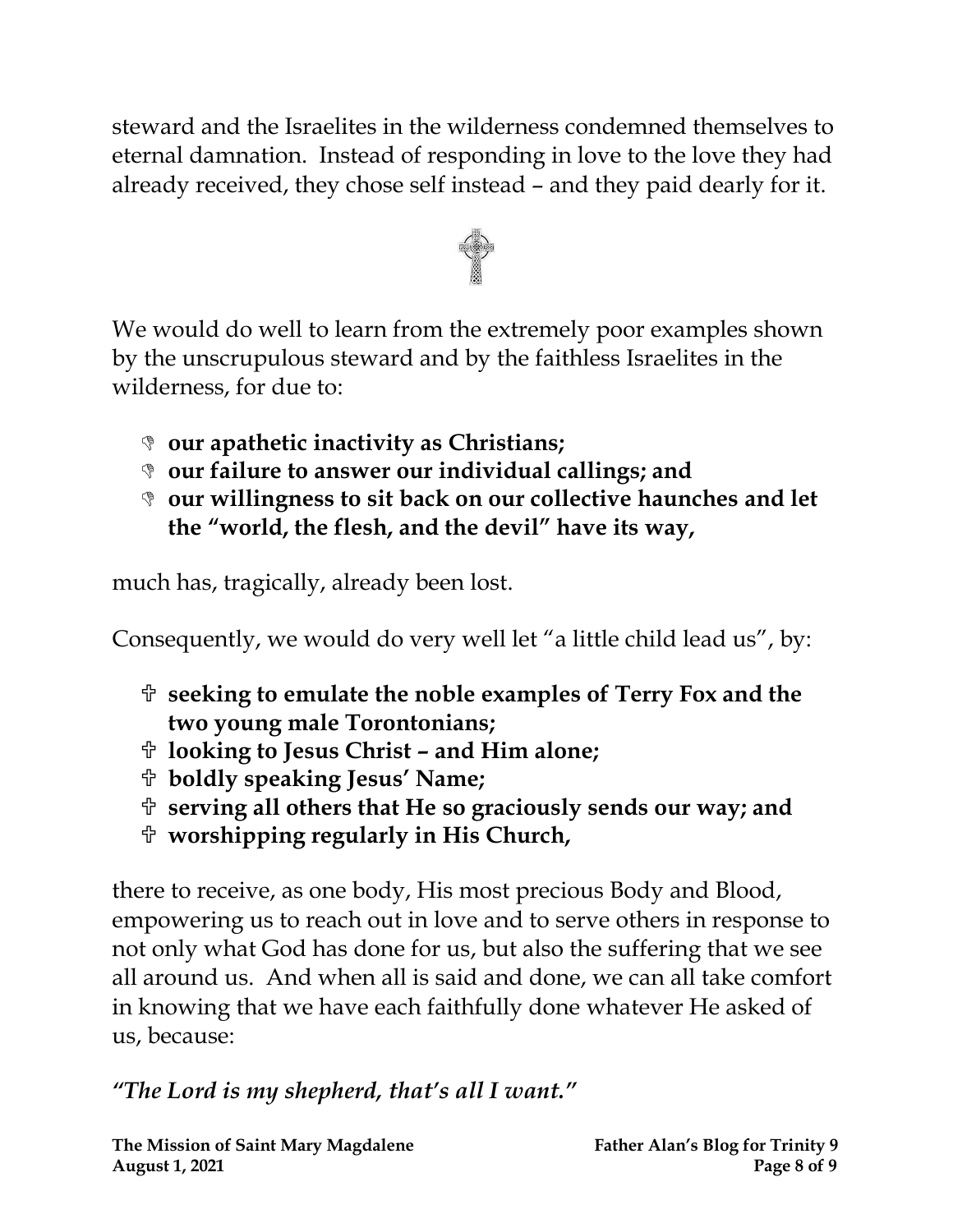steward and the Israelites in the wilderness condemned themselves to eternal damnation. Instead of responding in love to the love they had already received, they chose self instead – and they paid dearly for it.

We would do well to learn from the extremely poor examples shown by the unscrupulous steward and by the faithless Israelites in the wilderness, for due to:

- **our apathetic inactivity as Christians;**
- **our failure to answer our individual callings; and**
- **our willingness to sit back on our collective haunches and let the "world, the flesh, and the devil" have its way,**

much has, tragically, already been lost.

Consequently, we would do very well let "a little child lead us", by:

- **seeking to emulate the noble examples of Terry Fox and the two young male Torontonians;**
- **looking to Jesus Christ – and Him alone;**
- **boldly speaking Jesus' Name;**
- **serving all others that He so graciously sends our way; and**
- **worshipping regularly in His Church,**

there to receive, as one body, His most precious Body and Blood, empowering us to reach out in love and to serve others in response to not only what God has done for us, but also the suffering that we see all around us. And when all is said and done, we can all take comfort in knowing that we have each faithfully done whatever He asked of us, because:

***"The Lord is my shepherd, that's all I want."***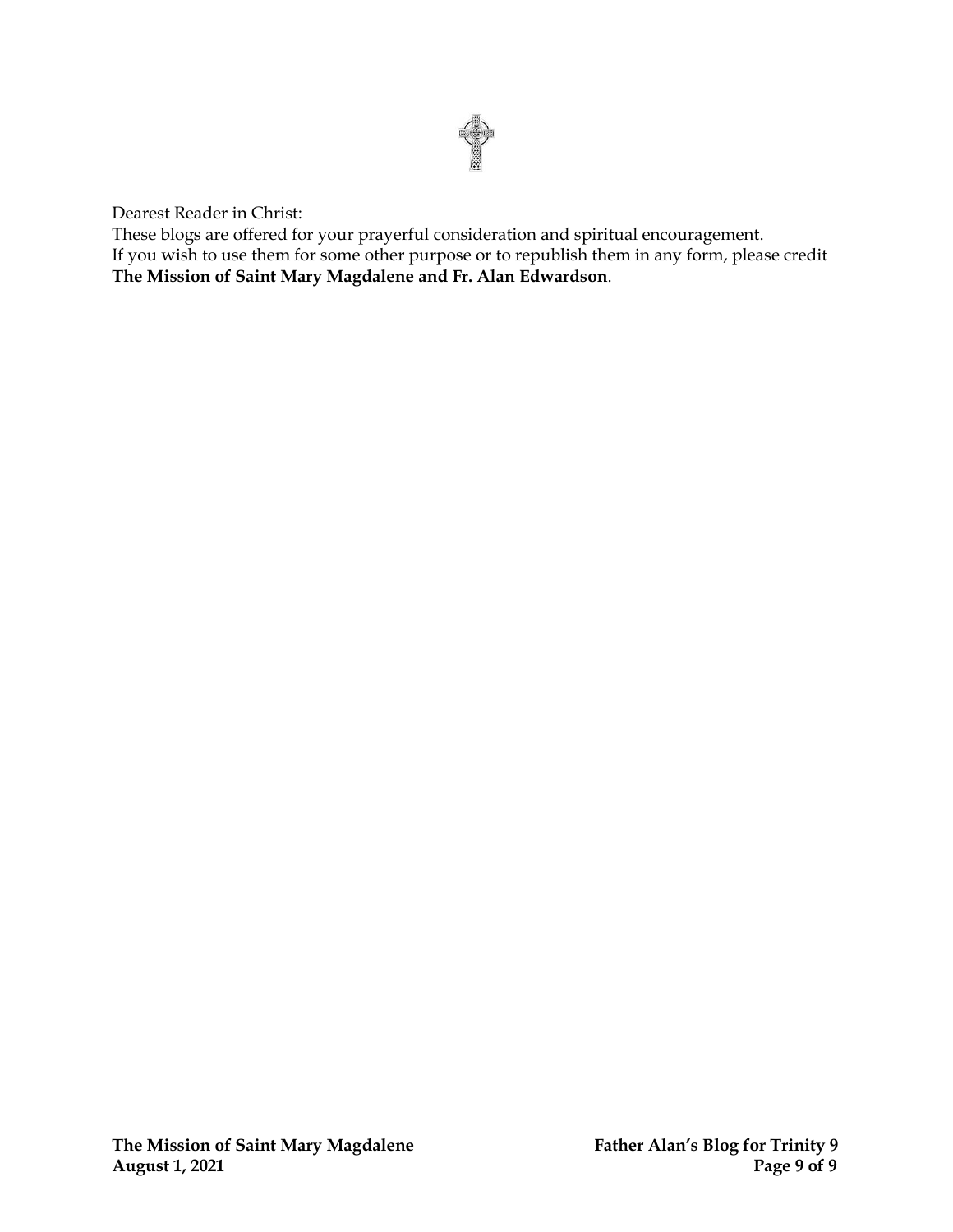Dearest Reader in Christ:
These blogs are offered for your prayerful consideration and spiritual encouragement.
If you wish to use them for some other purpose or to republish them in any form, please credit **The Mission of Saint Mary Magdalene and Fr. Alan Edwardson**.